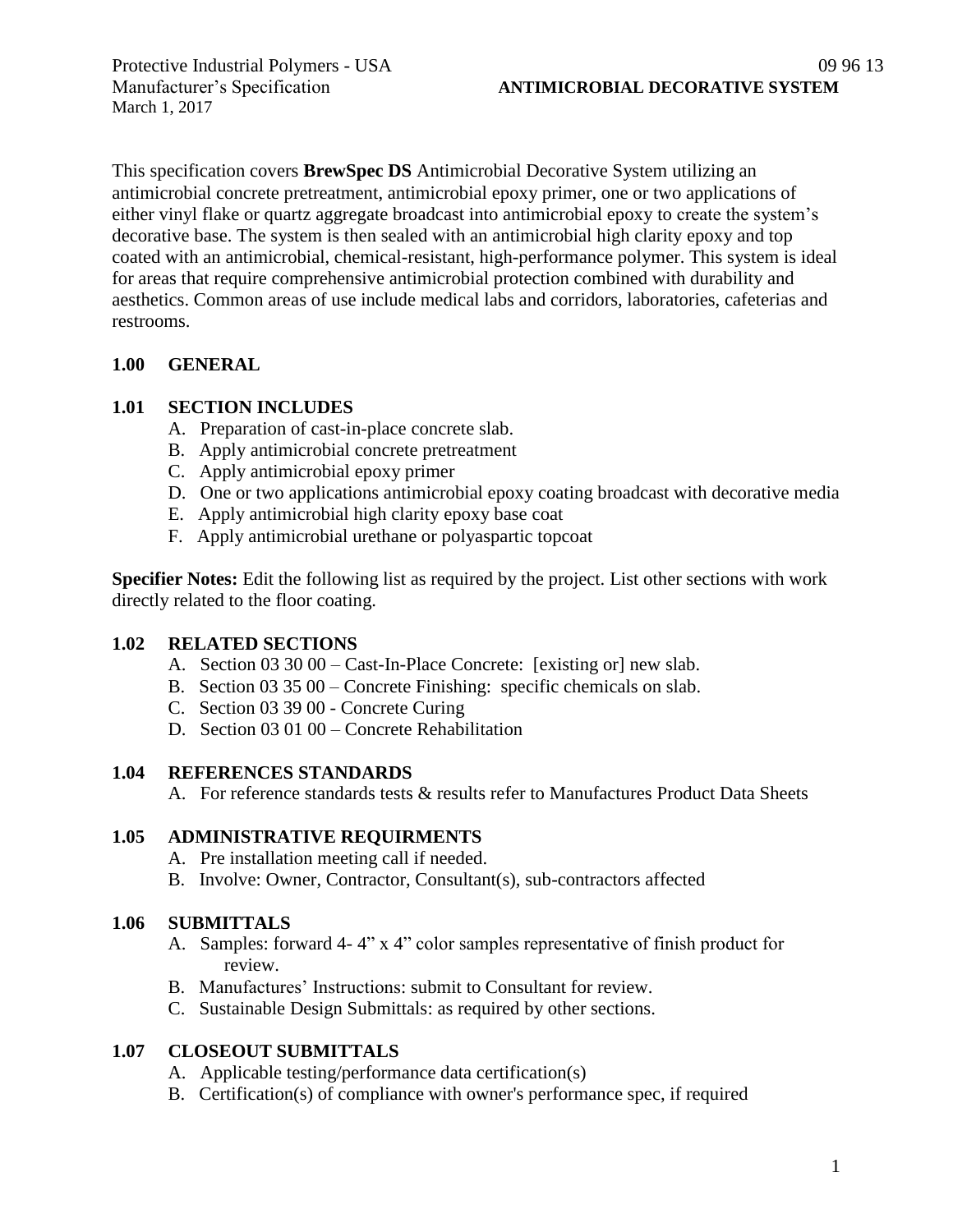Protective Industrial Polymers - USA 09 96 13
Manufacturer's Specification **ANTIMICROBIAL DECORATIVE SYSTEM**
March 1, 2017

This specification covers **BrewSpec DS** Antimicrobial Decorative System utilizing an antimicrobial concrete pretreatment, antimicrobial epoxy primer, one or two applications of either vinyl flake or quartz aggregate broadcast into antimicrobial epoxy to create the system's decorative base. The system is then sealed with an antimicrobial high clarity epoxy and top coated with an antimicrobial, chemical-resistant, high-performance polymer. This system is ideal for areas that require comprehensive antimicrobial protection combined with durability and aesthetics. Common areas of use include medical labs and corridors, laboratories, cafeterias and restrooms.

## 1.00 GENERAL

### 1.01 SECTION INCLUDES

A. Preparation of cast-in-place concrete slab.
B. Apply antimicrobial concrete pretreatment
C. Apply antimicrobial epoxy primer
D. One or two applications antimicrobial epoxy coating broadcast with decorative media
E. Apply antimicrobial high clarity epoxy base coat
F. Apply antimicrobial urethane or polyaspartic topcoat

**Specifier Notes:** Edit the following list as required by the project. List other sections with work directly related to the floor coating.

### 1.02 RELATED SECTIONS

A. Section 03 30 00 – Cast-In-Place Concrete: [existing or] new slab.
B. Section 03 35 00 – Concrete Finishing: specific chemicals on slab.
C. Section 03 39 00 - Concrete Curing
D. Section 03 01 00 – Concrete Rehabilitation

### 1.04 REFERENCES STANDARDS

A. For reference standards tests & results refer to Manufactures Product Data Sheets

### 1.05 ADMINISTRATIVE REQUIRMENTS

A. Pre installation meeting call if needed.
B. Involve: Owner, Contractor, Consultant(s), sub-contractors affected

### 1.06 SUBMITTALS

A. Samples: forward 4- 4" x 4" color samples representative of finish product for review.
B. Manufactures' Instructions: submit to Consultant for review.
C. Sustainable Design Submittals: as required by other sections.

### 1.07 CLOSEOUT SUBMITTALS

A. Applicable testing/performance data certification(s)
B. Certification(s) of compliance with owner's performance spec, if required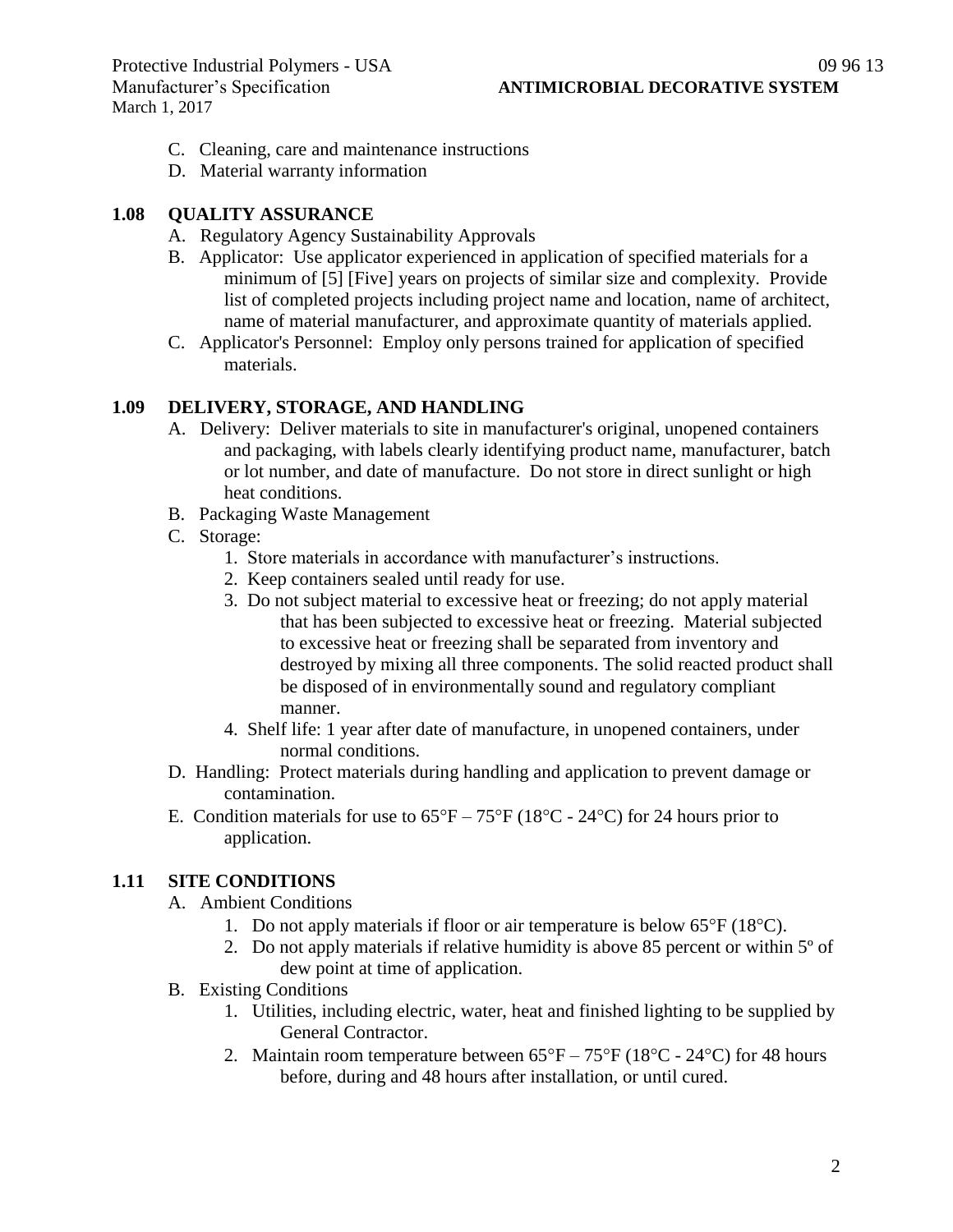C. Cleaning, care and maintenance instructions
D. Material warranty information

## 1.08 QUALITY ASSURANCE

A. Regulatory Agency Sustainability Approvals
B. Applicator: Use applicator experienced in application of specified materials for a minimum of [5] [Five] years on projects of similar size and complexity. Provide list of completed projects including project name and location, name of architect, name of material manufacturer, and approximate quantity of materials applied.
C. Applicator's Personnel: Employ only persons trained for application of specified materials.

## 1.09 DELIVERY, STORAGE, AND HANDLING

A. Delivery: Deliver materials to site in manufacturer's original, unopened containers and packaging, with labels clearly identifying product name, manufacturer, batch or lot number, and date of manufacture. Do not store in direct sunlight or high heat conditions.
B. Packaging Waste Management
C. Storage:
   1. Store materials in accordance with manufacturer's instructions.
   2. Keep containers sealed until ready for use.
   3. Do not subject material to excessive heat or freezing; do not apply material that has been subjected to excessive heat or freezing. Material subjected to excessive heat or freezing shall be separated from inventory and destroyed by mixing all three components. The solid reacted product shall be disposed of in environmentally sound and regulatory compliant manner.
   4. Shelf life: 1 year after date of manufacture, in unopened containers, under normal conditions.
D. Handling: Protect materials during handling and application to prevent damage or contamination.
E. Condition materials for use to 65°F – 75°F (18°C - 24°C) for 24 hours prior to application.

## 1.11 SITE CONDITIONS

A. Ambient Conditions
   1. Do not apply materials if floor or air temperature is below 65°F (18°C).
   2. Do not apply materials if relative humidity is above 85 percent or within 5º of dew point at time of application.
B. Existing Conditions
   1. Utilities, including electric, water, heat and finished lighting to be supplied by General Contractor.
   2. Maintain room temperature between 65°F – 75°F (18°C - 24°C) for 48 hours before, during and 48 hours after installation, or until cured.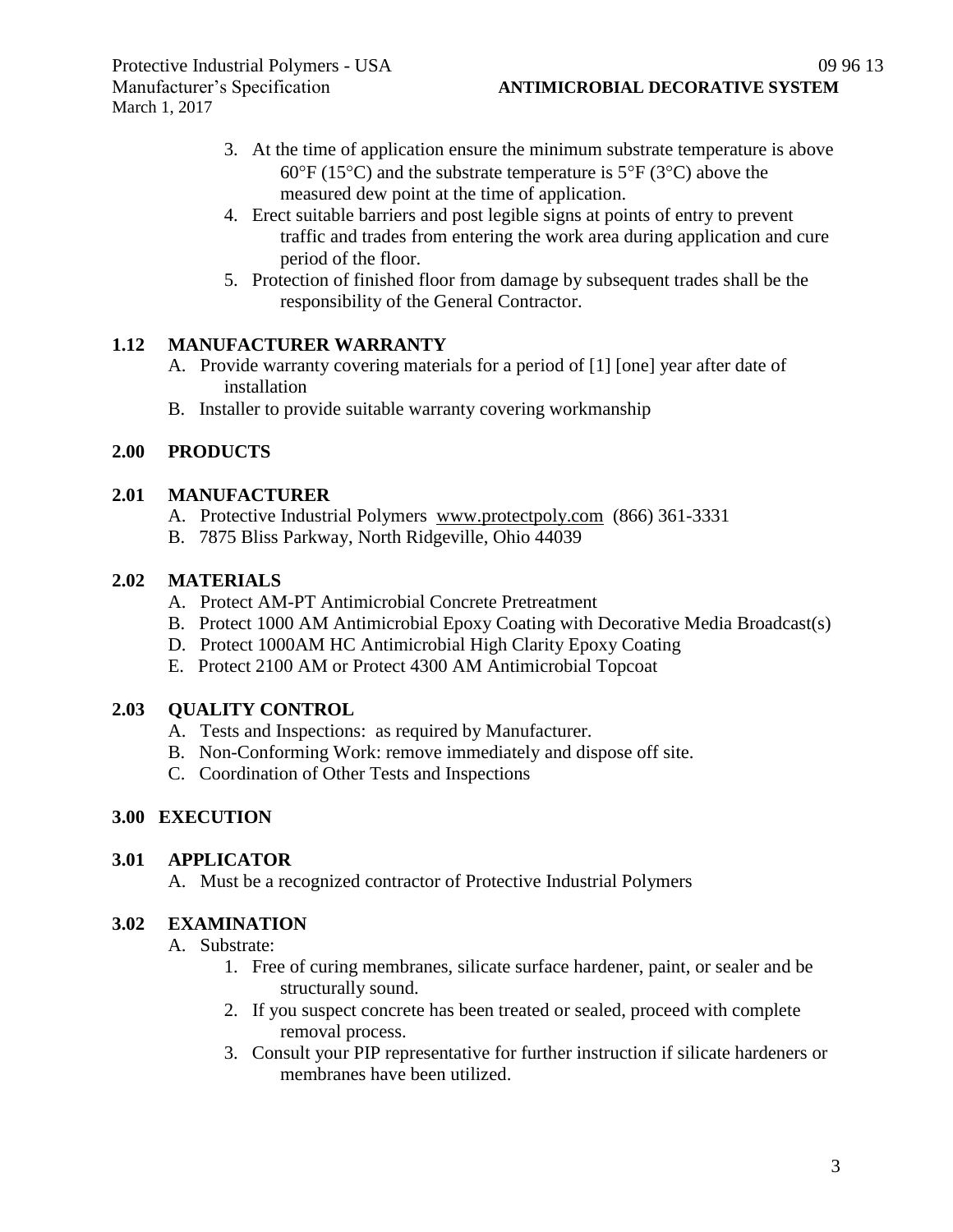3. At the time of application ensure the minimum substrate temperature is above 60°F (15°C) and the substrate temperature is 5°F (3°C) above the measured dew point at the time of application.
4. Erect suitable barriers and post legible signs at points of entry to prevent traffic and trades from entering the work area during application and cure period of the floor.
5. Protection of finished floor from damage by subsequent trades shall be the responsibility of the General Contractor.

## 1.12 MANUFACTURER WARRANTY

A. Provide warranty covering materials for a period of [1] [one] year after date of installation

B. Installer to provide suitable warranty covering workmanship

# 2.00 PRODUCTS

## 2.01 MANUFACTURER

A. Protective Industrial Polymers www.protectpoly.com (866) 361-3331

B. 7875 Bliss Parkway, North Ridgeville, Ohio 44039

## 2.02 MATERIALS

A. Protect AM-PT Antimicrobial Concrete Pretreatment

B. Protect 1000 AM Antimicrobial Epoxy Coating with Decorative Media Broadcast(s)

D. Protect 1000AM HC Antimicrobial High Clarity Epoxy Coating

E. Protect 2100 AM or Protect 4300 AM Antimicrobial Topcoat

## 2.03 QUALITY CONTROL

A. Tests and Inspections: as required by Manufacturer.

B. Non-Conforming Work: remove immediately and dispose off site.

C. Coordination of Other Tests and Inspections

# 3.00 EXECUTION

## 3.01 APPLICATOR

A. Must be a recognized contractor of Protective Industrial Polymers

## 3.02 EXAMINATION

A. Substrate:

1. Free of curing membranes, silicate surface hardener, paint, or sealer and be structurally sound.
2. If you suspect concrete has been treated or sealed, proceed with complete removal process.
3. Consult your PIP representative for further instruction if silicate hardeners or membranes have been utilized.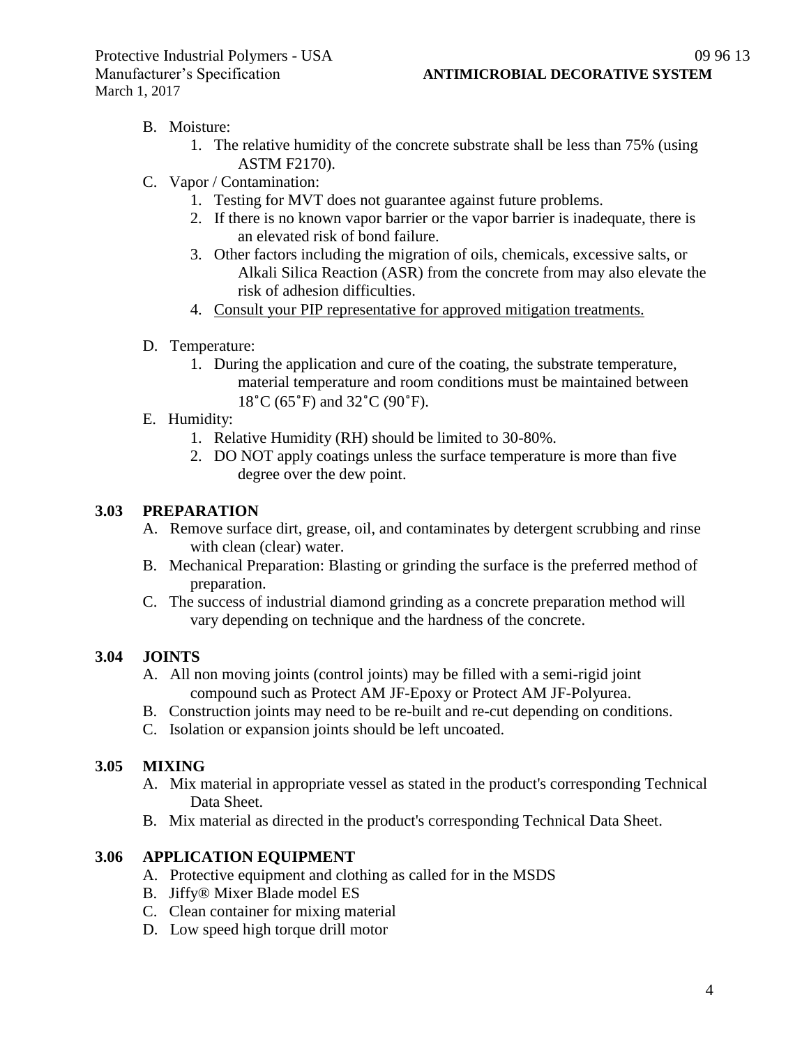B. Moisture:
   1. The relative humidity of the concrete substrate shall be less than 75% (using ASTM F2170).

C. Vapor / Contamination:
   1. Testing for MVT does not guarantee against future problems.
   2. If there is no known vapor barrier or the vapor barrier is inadequate, there is an elevated risk of bond failure.
   3. Other factors including the migration of oils, chemicals, excessive salts, or Alkali Silica Reaction (ASR) from the concrete from may also elevate the risk of adhesion difficulties.
   4. <u>Consult your PIP representative for approved mitigation treatments.</u>

D. Temperature:
   1. During the application and cure of the coating, the substrate temperature, material temperature and room conditions must be maintained between 18˚C (65˚F) and 32˚C (90˚F).

E. Humidity:
   1. Relative Humidity (RH) should be limited to 30-80%.
   2. DO NOT apply coatings unless the surface temperature is more than five degree over the dew point.

## 3.03 PREPARATION

A. Remove surface dirt, grease, oil, and contaminates by detergent scrubbing and rinse with clean (clear) water.

B. Mechanical Preparation: Blasting or grinding the surface is the preferred method of preparation.

C. The success of industrial diamond grinding as a concrete preparation method will vary depending on technique and the hardness of the concrete.

## 3.04 JOINTS

A. All non moving joints (control joints) may be filled with a semi-rigid joint compound such as Protect AM JF-Epoxy or Protect AM JF-Polyurea.

B. Construction joints may need to be re-built and re-cut depending on conditions.

C. Isolation or expansion joints should be left uncoated.

## 3.05 MIXING

A. Mix material in appropriate vessel as stated in the product's corresponding Technical Data Sheet.

B. Mix material as directed in the product's corresponding Technical Data Sheet.

## 3.06 APPLICATION EQUIPMENT

A. Protective equipment and clothing as called for in the MSDS

B. Jiffy® Mixer Blade model ES

C. Clean container for mixing material

D. Low speed high torque drill motor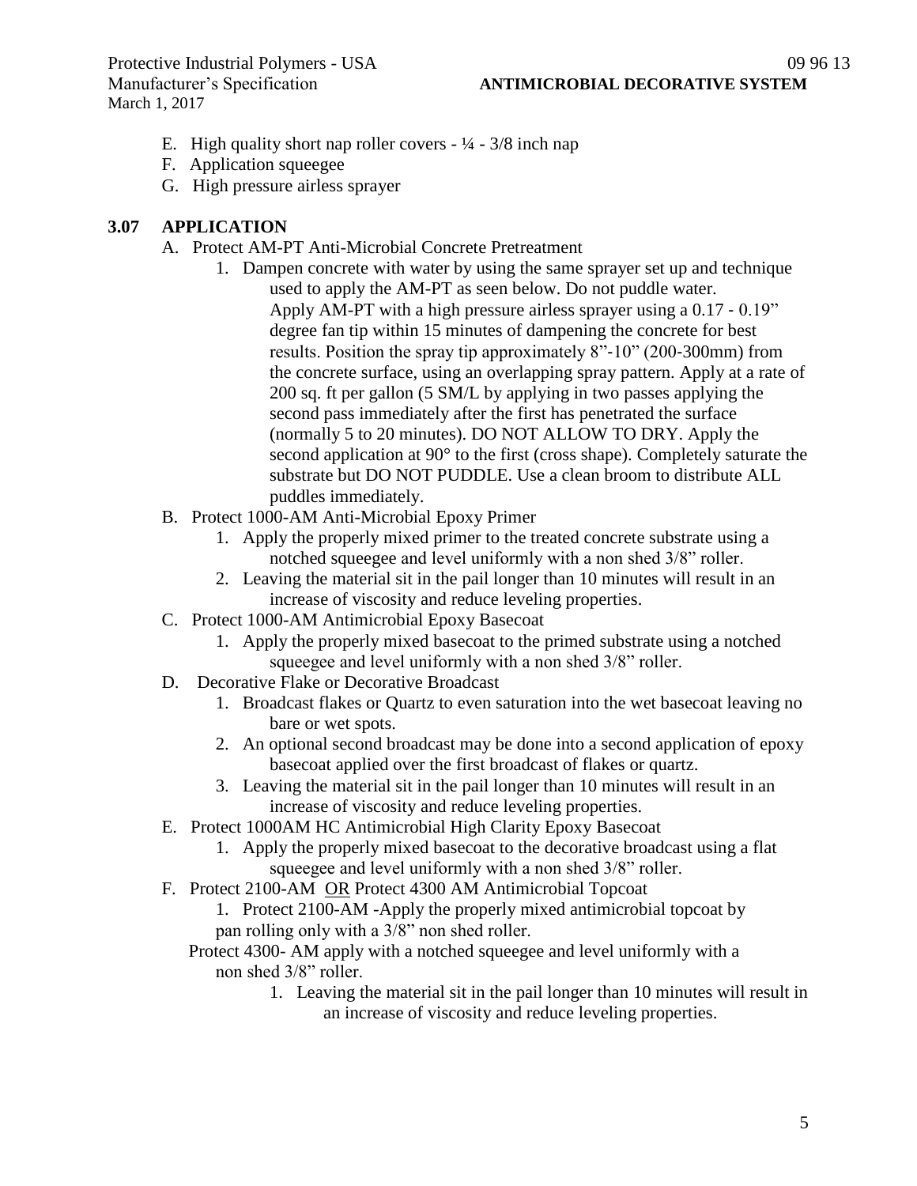E. High quality short nap roller covers - ¼ - 3/8 inch nap
F. Application squeegee
G. High pressure airless sprayer

## 3.07 APPLICATION

A. Protect AM-PT Anti-Microbial Concrete Pretreatment
   1. Dampen concrete with water by using the same sprayer set up and technique used to apply the AM-PT as seen below. Do not puddle water. Apply AM-PT with a high pressure airless sprayer using a 0.17 - 0.19" degree fan tip within 15 minutes of dampening the concrete for best results. Position the spray tip approximately 8"-10" (200-300mm) from the concrete surface, using an overlapping spray pattern. Apply at a rate of 200 sq. ft per gallon (5 SM/L by applying in two passes applying the second pass immediately after the first has penetrated the surface (normally 5 to 20 minutes). DO NOT ALLOW TO DRY. Apply the second application at 90° to the first (cross shape). Completely saturate the substrate but DO NOT PUDDLE. Use a clean broom to distribute ALL puddles immediately.

B. Protect 1000-AM Anti-Microbial Epoxy Primer
   1. Apply the properly mixed primer to the treated concrete substrate using a notched squeegee and level uniformly with a non shed 3/8" roller.
   2. Leaving the material sit in the pail longer than 10 minutes will result in an increase of viscosity and reduce leveling properties.

C. Protect 1000-AM Antimicrobial Epoxy Basecoat
   1. Apply the properly mixed basecoat to the primed substrate using a notched squeegee and level uniformly with a non shed 3/8" roller.

D. Decorative Flake or Decorative Broadcast
   1. Broadcast flakes or Quartz to even saturation into the wet basecoat leaving no bare or wet spots.
   2. An optional second broadcast may be done into a second application of epoxy basecoat applied over the first broadcast of flakes or quartz.
   3. Leaving the material sit in the pail longer than 10 minutes will result in an increase of viscosity and reduce leveling properties.

E. Protect 1000AM HC Antimicrobial High Clarity Epoxy Basecoat
   1. Apply the properly mixed basecoat to the decorative broadcast using a flat squeegee and level uniformly with a non shed 3/8" roller.

F. Protect 2100-AM <u>OR</u> Protect 4300 AM Antimicrobial Topcoat
   1. Protect 2100-AM -Apply the properly mixed antimicrobial topcoat by pan rolling only with a 3/8" non shed roller.

   Protect 4300- AM apply with a notched squeegee and level uniformly with a non shed 3/8" roller.

   1. Leaving the material sit in the pail longer than 10 minutes will result in an increase of viscosity and reduce leveling properties.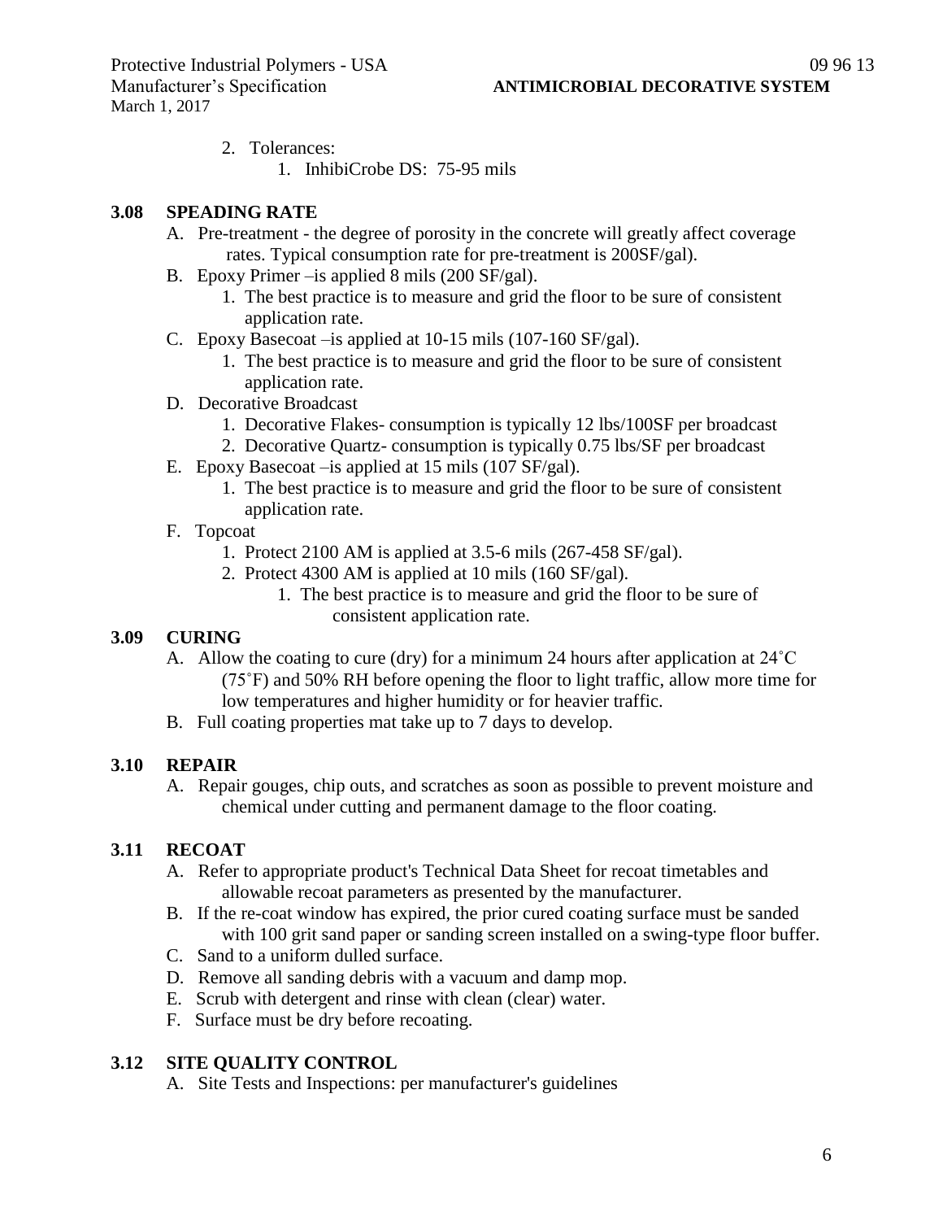2. Tolerances:
    1. InhibiCrobe DS: 75-95 mils

### 3.08 SPEADING RATE

A. Pre-treatment - the degree of porosity in the concrete will greatly affect coverage rates. Typical consumption rate for pre-treatment is 200SF/gal).

B. Epoxy Primer –is applied 8 mils (200 SF/gal).
    1. The best practice is to measure and grid the floor to be sure of consistent application rate.

C. Epoxy Basecoat –is applied at 10-15 mils (107-160 SF/gal).
    1. The best practice is to measure and grid the floor to be sure of consistent application rate.

D. Decorative Broadcast
    1. Decorative Flakes- consumption is typically 12 lbs/100SF per broadcast
    2. Decorative Quartz- consumption is typically 0.75 lbs/SF per broadcast

E. Epoxy Basecoat –is applied at 15 mils (107 SF/gal).
    1. The best practice is to measure and grid the floor to be sure of consistent application rate.

F. Topcoat
    1. Protect 2100 AM is applied at 3.5-6 mils (267-458 SF/gal).
    2. Protect 4300 AM is applied at 10 mils (160 SF/gal).
        1. The best practice is to measure and grid the floor to be sure of consistent application rate.

### 3.09 CURING

A. Allow the coating to cure (dry) for a minimum 24 hours after application at 24˚C (75˚F) and 50% RH before opening the floor to light traffic, allow more time for low temperatures and higher humidity or for heavier traffic.

B. Full coating properties mat take up to 7 days to develop.

### 3.10 REPAIR

A. Repair gouges, chip outs, and scratches as soon as possible to prevent moisture and chemical under cutting and permanent damage to the floor coating.

### 3.11 RECOAT

A. Refer to appropriate product's Technical Data Sheet for recoat timetables and allowable recoat parameters as presented by the manufacturer.

B. If the re-coat window has expired, the prior cured coating surface must be sanded with 100 grit sand paper or sanding screen installed on a swing-type floor buffer.

C. Sand to a uniform dulled surface.

D. Remove all sanding debris with a vacuum and damp mop.

E. Scrub with detergent and rinse with clean (clear) water.

F. Surface must be dry before recoating.

### 3.12 SITE QUALITY CONTROL

A. Site Tests and Inspections: per manufacturer's guidelines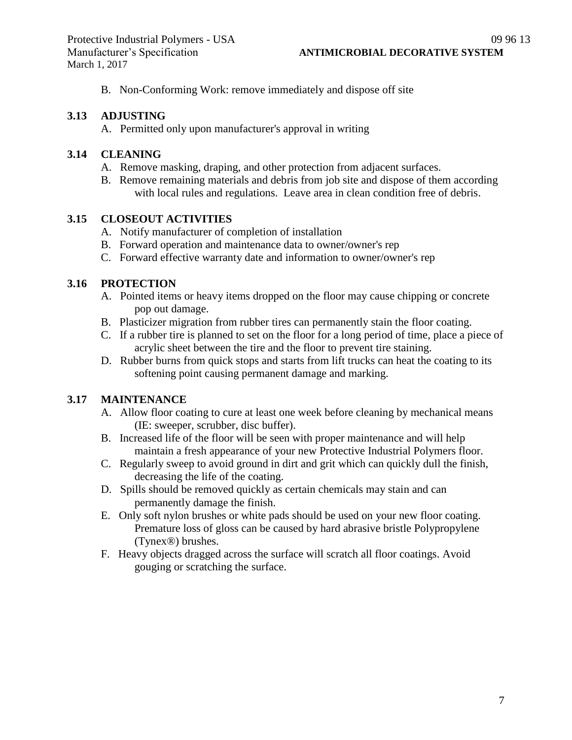B. Non-Conforming Work: remove immediately and dispose off site

### 3.13 ADJUSTING

A. Permitted only upon manufacturer's approval in writing

### 3.14 CLEANING

A. Remove masking, draping, and other protection from adjacent surfaces.
B. Remove remaining materials and debris from job site and dispose of them according with local rules and regulations. Leave area in clean condition free of debris.

### 3.15 CLOSEOUT ACTIVITIES

A. Notify manufacturer of completion of installation
B. Forward operation and maintenance data to owner/owner's rep
C. Forward effective warranty date and information to owner/owner's rep

### 3.16 PROTECTION

A. Pointed items or heavy items dropped on the floor may cause chipping or concrete pop out damage.
B. Plasticizer migration from rubber tires can permanently stain the floor coating.
C. If a rubber tire is planned to set on the floor for a long period of time, place a piece of acrylic sheet between the tire and the floor to prevent tire staining.
D. Rubber burns from quick stops and starts from lift trucks can heat the coating to its softening point causing permanent damage and marking.

### 3.17 MAINTENANCE

A. Allow floor coating to cure at least one week before cleaning by mechanical means (IE: sweeper, scrubber, disc buffer).
B. Increased life of the floor will be seen with proper maintenance and will help maintain a fresh appearance of your new Protective Industrial Polymers floor.
C. Regularly sweep to avoid ground in dirt and grit which can quickly dull the finish, decreasing the life of the coating.
D. Spills should be removed quickly as certain chemicals may stain and can permanently damage the finish.
E. Only soft nylon brushes or white pads should be used on your new floor coating. Premature loss of gloss can be caused by hard abrasive bristle Polypropylene (Tynex®) brushes.
F. Heavy objects dragged across the surface will scratch all floor coatings. Avoid gouging or scratching the surface.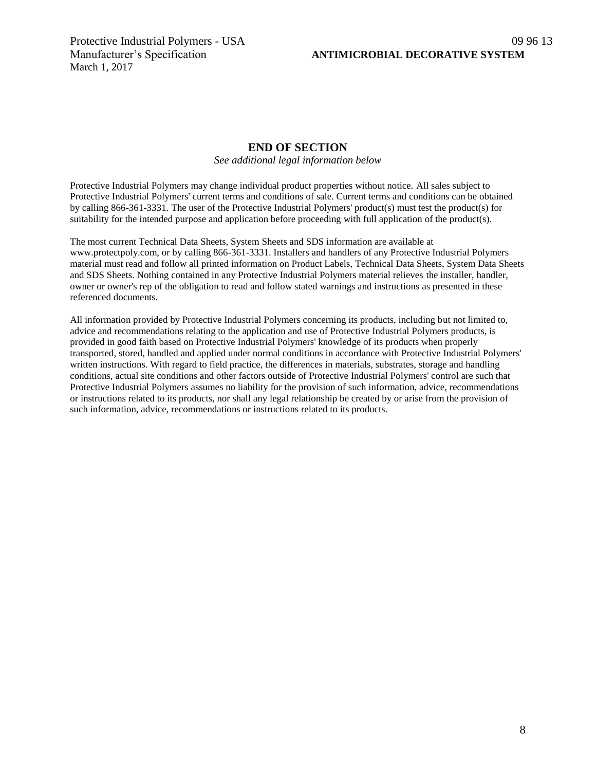**END OF SECTION**

*See additional legal information below*

Protective Industrial Polymers may change individual product properties without notice. All sales subject to Protective Industrial Polymers' current terms and conditions of sale. Current terms and conditions can be obtained by calling 866-361-3331. The user of the Protective Industrial Polymers' product(s) must test the product(s) for suitability for the intended purpose and application before proceeding with full application of the product(s).

The most current Technical Data Sheets, System Sheets and SDS information are available at www.protectpoly.com, or by calling 866-361-3331. Installers and handlers of any Protective Industrial Polymers material must read and follow all printed information on Product Labels, Technical Data Sheets, System Data Sheets and SDS Sheets. Nothing contained in any Protective Industrial Polymers material relieves the installer, handler, owner or owner's rep of the obligation to read and follow stated warnings and instructions as presented in these referenced documents.

All information provided by Protective Industrial Polymers concerning its products, including but not limited to, advice and recommendations relating to the application and use of Protective Industrial Polymers products, is provided in good faith based on Protective Industrial Polymers' knowledge of its products when properly transported, stored, handled and applied under normal conditions in accordance with Protective Industrial Polymers' written instructions. With regard to field practice, the differences in materials, substrates, storage and handling conditions, actual site conditions and other factors outside of Protective Industrial Polymers' control are such that Protective Industrial Polymers assumes no liability for the provision of such information, advice, recommendations or instructions related to its products, nor shall any legal relationship be created by or arise from the provision of such information, advice, recommendations or instructions related to its products.